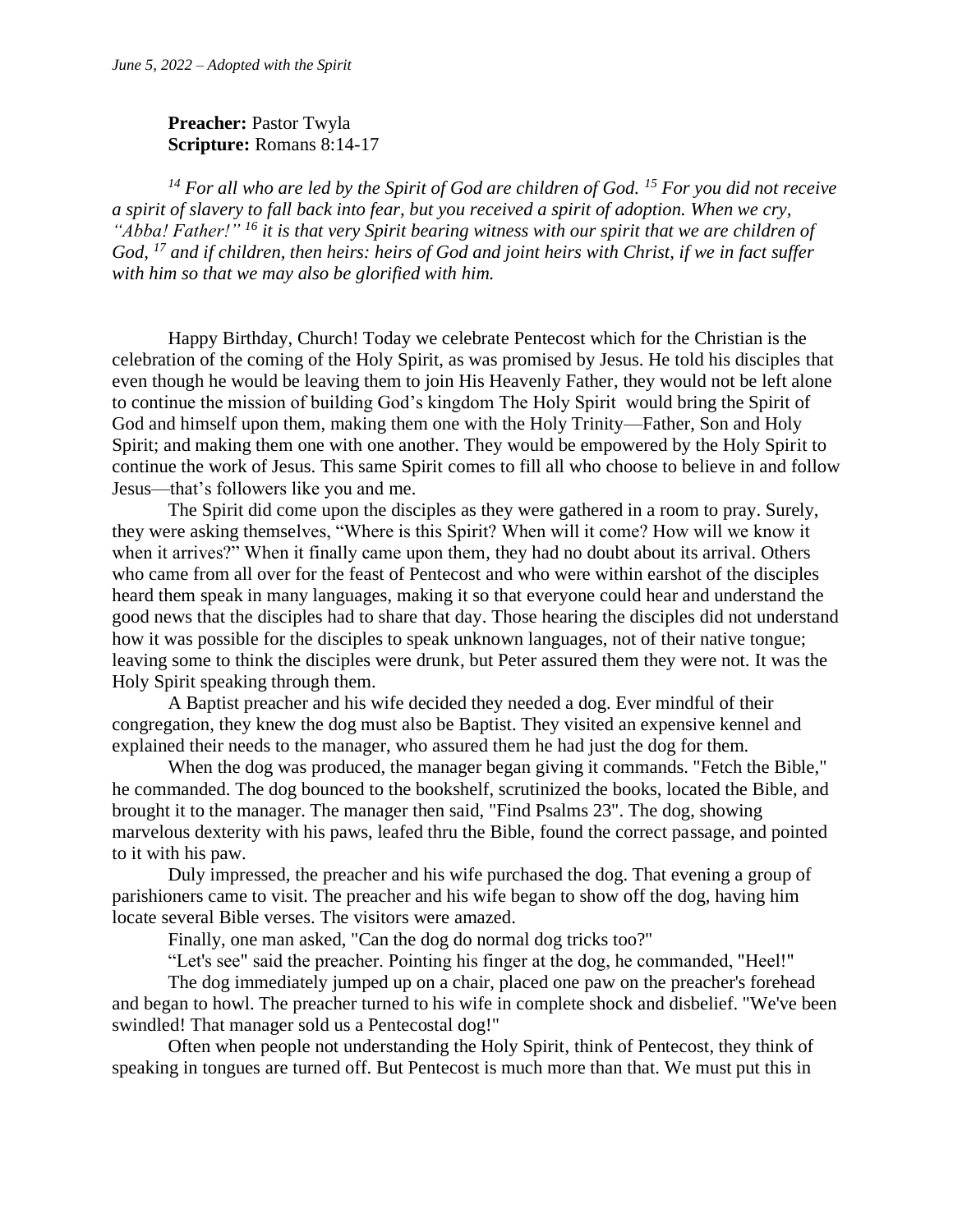*June 5, 2022 – Adopted with the Spirit*

**Preacher:** Pastor Twyla
**Scripture:** Romans 8:14-17

*14 For all who are led by the Spirit of God are children of God. 15 For you did not receive a spirit of slavery to fall back into fear, but you received a spirit of adoption. When we cry, "Abba! Father!" 16 it is that very Spirit bearing witness with our spirit that we are children of God, 17 and if children, then heirs: heirs of God and joint heirs with Christ, if we in fact suffer with him so that we may also be glorified with him.*

Happy Birthday, Church! Today we celebrate Pentecost which for the Christian is the celebration of the coming of the Holy Spirit, as was promised by Jesus. He told his disciples that even though he would be leaving them to join His Heavenly Father, they would not be left alone to continue the mission of building God's kingdom The Holy Spirit would bring the Spirit of God and himself upon them, making them one with the Holy Trinity—Father, Son and Holy Spirit; and making them one with one another. They would be empowered by the Holy Spirit to continue the work of Jesus. This same Spirit comes to fill all who choose to believe in and follow Jesus—that's followers like you and me.

The Spirit did come upon the disciples as they were gathered in a room to pray. Surely, they were asking themselves, "Where is this Spirit? When will it come? How will we know it when it arrives?" When it finally came upon them, they had no doubt about its arrival. Others who came from all over for the feast of Pentecost and who were within earshot of the disciples heard them speak in many languages, making it so that everyone could hear and understand the good news that the disciples had to share that day. Those hearing the disciples did not understand how it was possible for the disciples to speak unknown languages, not of their native tongue; leaving some to think the disciples were drunk, but Peter assured them they were not. It was the Holy Spirit speaking through them.

A Baptist preacher and his wife decided they needed a dog. Ever mindful of their congregation, they knew the dog must also be Baptist. They visited an expensive kennel and explained their needs to the manager, who assured them he had just the dog for them.

When the dog was produced, the manager began giving it commands. "Fetch the Bible," he commanded. The dog bounced to the bookshelf, scrutinized the books, located the Bible, and brought it to the manager. The manager then said, "Find Psalms 23". The dog, showing marvelous dexterity with his paws, leafed thru the Bible, found the correct passage, and pointed to it with his paw.

Duly impressed, the preacher and his wife purchased the dog. That evening a group of parishioners came to visit. The preacher and his wife began to show off the dog, having him locate several Bible verses. The visitors were amazed.

Finally, one man asked, "Can the dog do normal dog tricks too?"

"Let's see" said the preacher. Pointing his finger at the dog, he commanded, "Heel!"

The dog immediately jumped up on a chair, placed one paw on the preacher's forehead and began to howl. The preacher turned to his wife in complete shock and disbelief. "We've been swindled! That manager sold us a Pentecostal dog!"

Often when people not understanding the Holy Spirit, think of Pentecost, they think of speaking in tongues are turned off. But Pentecost is much more than that. We must put this in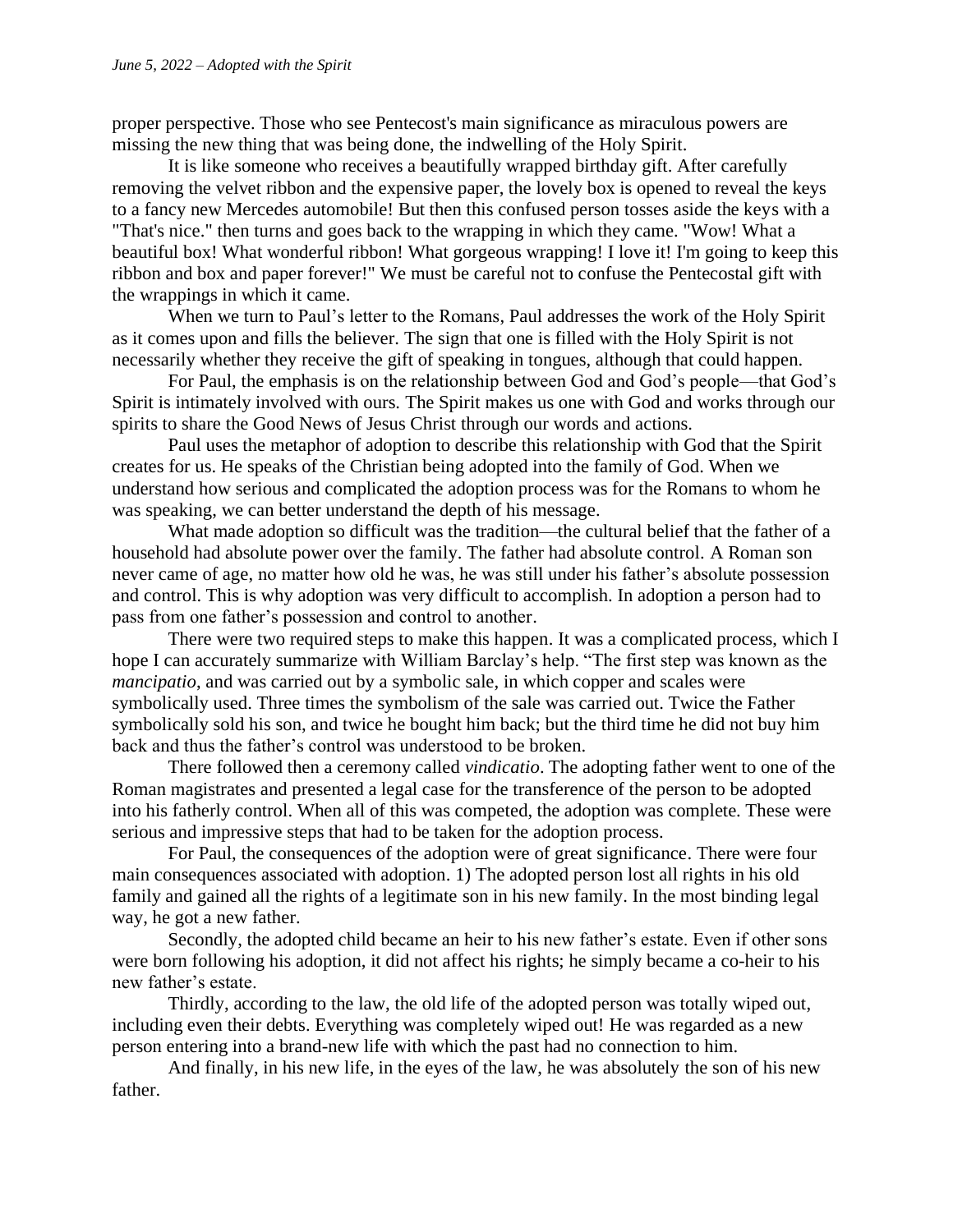proper perspective. Those who see Pentecost's main significance as miraculous powers are missing the new thing that was being done, the indwelling of the Holy Spirit.

It is like someone who receives a beautifully wrapped birthday gift. After carefully removing the velvet ribbon and the expensive paper, the lovely box is opened to reveal the keys to a fancy new Mercedes automobile! But then this confused person tosses aside the keys with a "That's nice." then turns and goes back to the wrapping in which they came. "Wow! What a beautiful box! What wonderful ribbon! What gorgeous wrapping! I love it! I'm going to keep this ribbon and box and paper forever!" We must be careful not to confuse the Pentecostal gift with the wrappings in which it came.

When we turn to Paul's letter to the Romans, Paul addresses the work of the Holy Spirit as it comes upon and fills the believer. The sign that one is filled with the Holy Spirit is not necessarily whether they receive the gift of speaking in tongues, although that could happen.

For Paul, the emphasis is on the relationship between God and God's people—that God's Spirit is intimately involved with ours. The Spirit makes us one with God and works through our spirits to share the Good News of Jesus Christ through our words and actions.

Paul uses the metaphor of adoption to describe this relationship with God that the Spirit creates for us. He speaks of the Christian being adopted into the family of God. When we understand how serious and complicated the adoption process was for the Romans to whom he was speaking, we can better understand the depth of his message.

What made adoption so difficult was the tradition—the cultural belief that the father of a household had absolute power over the family. The father had absolute control. A Roman son never came of age, no matter how old he was, he was still under his father's absolute possession and control. This is why adoption was very difficult to accomplish. In adoption a person had to pass from one father's possession and control to another.

There were two required steps to make this happen. It was a complicated process, which I hope I can accurately summarize with William Barclay's help. "The first step was known as the *mancipatio*, and was carried out by a symbolic sale, in which copper and scales were symbolically used. Three times the symbolism of the sale was carried out. Twice the Father symbolically sold his son, and twice he bought him back; but the third time he did not buy him back and thus the father's control was understood to be broken.

There followed then a ceremony called *vindicatio*. The adopting father went to one of the Roman magistrates and presented a legal case for the transference of the person to be adopted into his fatherly control. When all of this was competed, the adoption was complete. These were serious and impressive steps that had to be taken for the adoption process.

For Paul, the consequences of the adoption were of great significance. There were four main consequences associated with adoption. 1) The adopted person lost all rights in his old family and gained all the rights of a legitimate son in his new family. In the most binding legal way, he got a new father.

Secondly, the adopted child became an heir to his new father's estate. Even if other sons were born following his adoption, it did not affect his rights; he simply became a co-heir to his new father's estate.

Thirdly, according to the law, the old life of the adopted person was totally wiped out, including even their debts. Everything was completely wiped out! He was regarded as a new person entering into a brand-new life with which the past had no connection to him.

And finally, in his new life, in the eyes of the law, he was absolutely the son of his new father.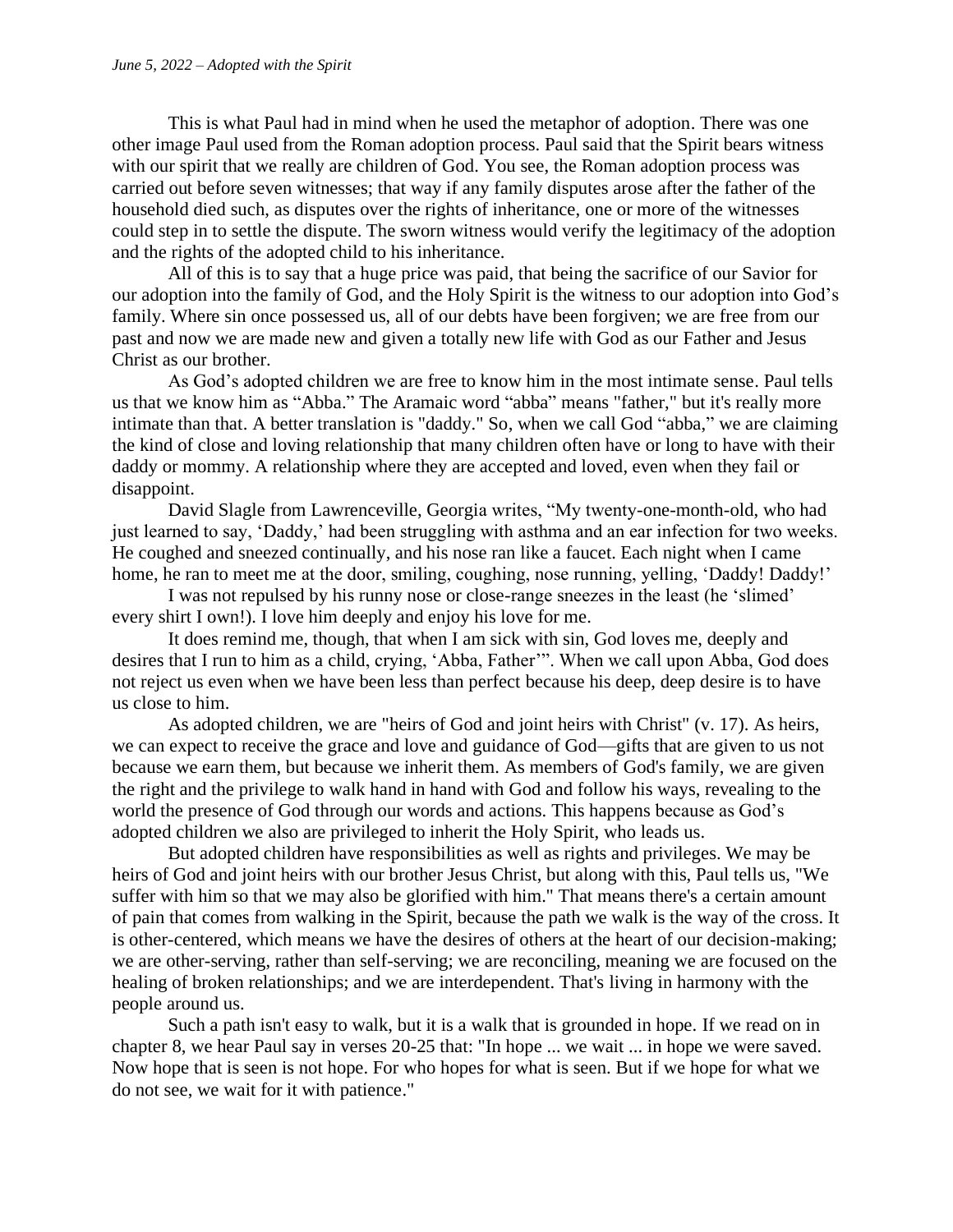This is what Paul had in mind when he used the metaphor of adoption. There was one other image Paul used from the Roman adoption process. Paul said that the Spirit bears witness with our spirit that we really are children of God. You see, the Roman adoption process was carried out before seven witnesses; that way if any family disputes arose after the father of the household died such, as disputes over the rights of inheritance, one or more of the witnesses could step in to settle the dispute. The sworn witness would verify the legitimacy of the adoption and the rights of the adopted child to his inheritance.

All of this is to say that a huge price was paid, that being the sacrifice of our Savior for our adoption into the family of God, and the Holy Spirit is the witness to our adoption into God's family. Where sin once possessed us, all of our debts have been forgiven; we are free from our past and now we are made new and given a totally new life with God as our Father and Jesus Christ as our brother.

As God's adopted children we are free to know him in the most intimate sense. Paul tells us that we know him as "Abba." The Aramaic word "abba" means "father," but it's really more intimate than that. A better translation is "daddy." So, when we call God "abba," we are claiming the kind of close and loving relationship that many children often have or long to have with their daddy or mommy. A relationship where they are accepted and loved, even when they fail or disappoint.

David Slagle from Lawrenceville, Georgia writes, "My twenty-one-month-old, who had just learned to say, 'Daddy,' had been struggling with asthma and an ear infection for two weeks. He coughed and sneezed continually, and his nose ran like a faucet. Each night when I came home, he ran to meet me at the door, smiling, coughing, nose running, yelling, 'Daddy! Daddy!'

I was not repulsed by his runny nose or close-range sneezes in the least (he 'slimed' every shirt I own!). I love him deeply and enjoy his love for me.

It does remind me, though, that when I am sick with sin, God loves me, deeply and desires that I run to him as a child, crying, 'Abba, Father'". When we call upon Abba, God does not reject us even when we have been less than perfect because his deep, deep desire is to have us close to him.

As adopted children, we are "heirs of God and joint heirs with Christ" (v. 17). As heirs, we can expect to receive the grace and love and guidance of God—gifts that are given to us not because we earn them, but because we inherit them. As members of God's family, we are given the right and the privilege to walk hand in hand with God and follow his ways, revealing to the world the presence of God through our words and actions. This happens because as God's adopted children we also are privileged to inherit the Holy Spirit, who leads us.

But adopted children have responsibilities as well as rights and privileges. We may be heirs of God and joint heirs with our brother Jesus Christ, but along with this, Paul tells us, "We suffer with him so that we may also be glorified with him." That means there's a certain amount of pain that comes from walking in the Spirit, because the path we walk is the way of the cross. It is other-centered, which means we have the desires of others at the heart of our decision-making; we are other-serving, rather than self-serving; we are reconciling, meaning we are focused on the healing of broken relationships; and we are interdependent. That's living in harmony with the people around us.

Such a path isn't easy to walk, but it is a walk that is grounded in hope. If we read on in chapter 8, we hear Paul say in verses 20-25 that: "In hope ... we wait ... in hope we were saved. Now hope that is seen is not hope. For who hopes for what is seen. But if we hope for what we do not see, we wait for it with patience."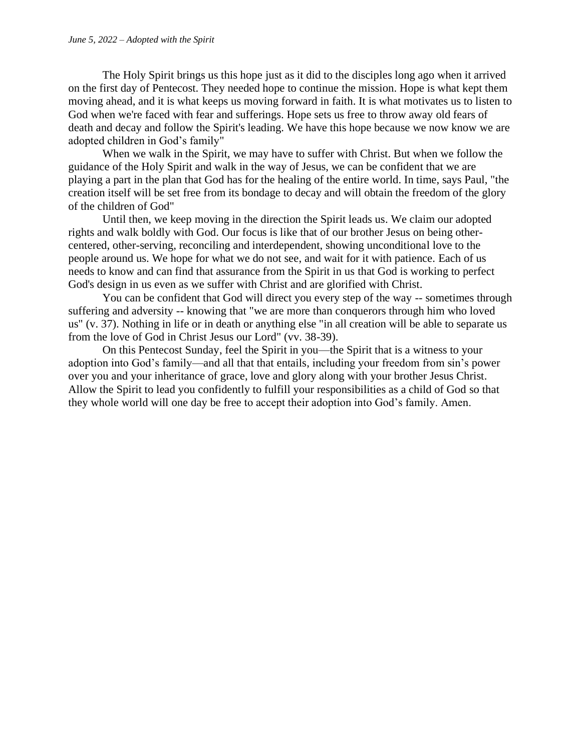The Holy Spirit brings us this hope just as it did to the disciples long ago when it arrived on the first day of Pentecost. They needed hope to continue the mission. Hope is what kept them moving ahead, and it is what keeps us moving forward in faith. It is what motivates us to listen to God when we're faced with fear and sufferings. Hope sets us free to throw away old fears of death and decay and follow the Spirit's leading. We have this hope because we now know we are adopted children in God's family"

When we walk in the Spirit, we may have to suffer with Christ. But when we follow the guidance of the Holy Spirit and walk in the way of Jesus, we can be confident that we are playing a part in the plan that God has for the healing of the entire world. In time, says Paul, "the creation itself will be set free from its bondage to decay and will obtain the freedom of the glory of the children of God"

Until then, we keep moving in the direction the Spirit leads us. We claim our adopted rights and walk boldly with God. Our focus is like that of our brother Jesus on being other-centered, other-serving, reconciling and interdependent, showing unconditional love to the people around us. We hope for what we do not see, and wait for it with patience. Each of us needs to know and can find that assurance from the Spirit in us that God is working to perfect God's design in us even as we suffer with Christ and are glorified with Christ.

You can be confident that God will direct you every step of the way -- sometimes through suffering and adversity -- knowing that "we are more than conquerors through him who loved us" (v. 37). Nothing in life or in death or anything else "in all creation will be able to separate us from the love of God in Christ Jesus our Lord" (vv. 38-39).

On this Pentecost Sunday, feel the Spirit in you—the Spirit that is a witness to your adoption into God's family—and all that that entails, including your freedom from sin's power over you and your inheritance of grace, love and glory along with your brother Jesus Christ. Allow the Spirit to lead you confidently to fulfill your responsibilities as a child of God so that they whole world will one day be free to accept their adoption into God's family. Amen.